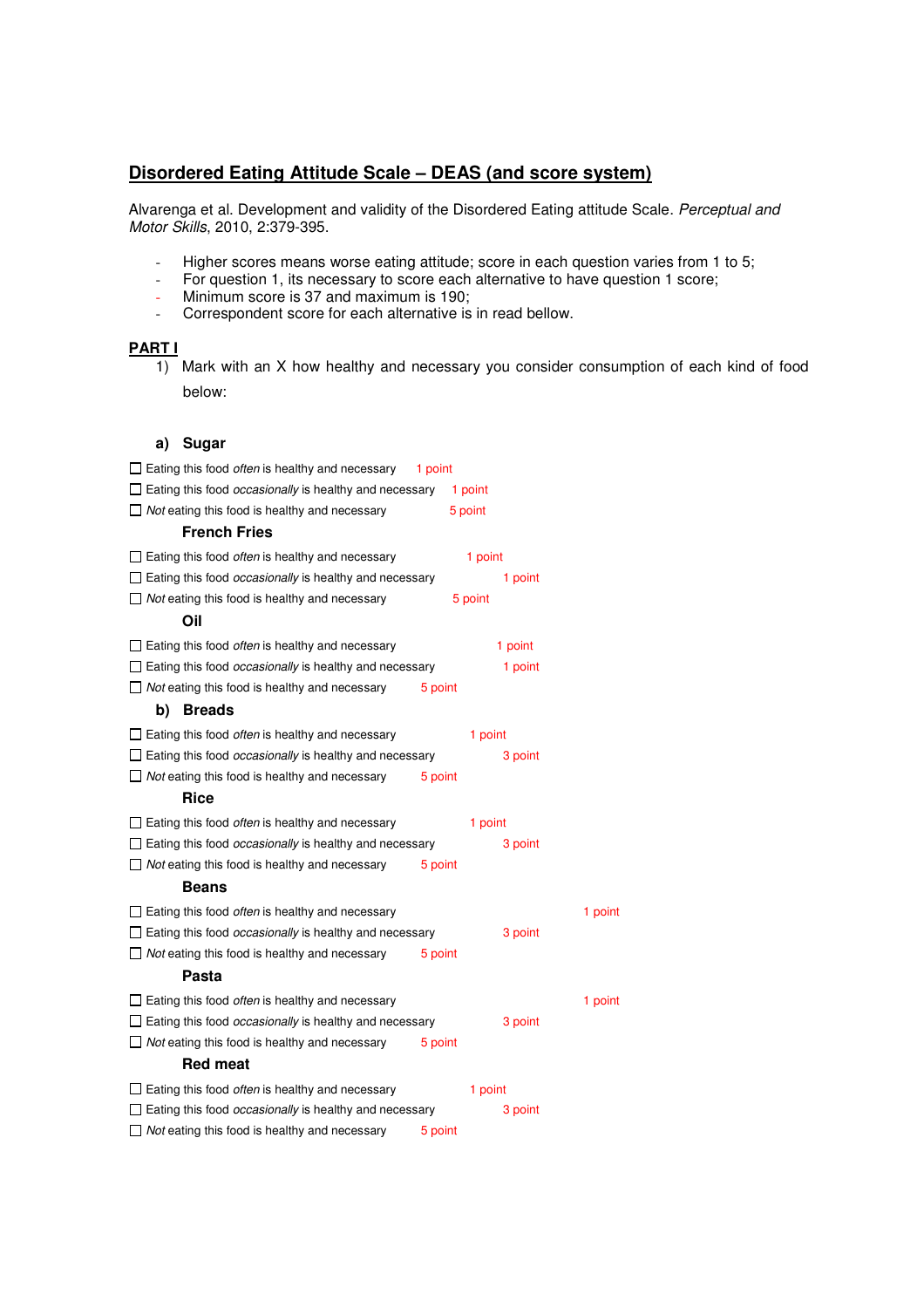## Disordered Eating Attitude Scale – DEAS (and score system)

Alvarenga et al. Development and validity of the Disordered Eating attitude Scale. *Perceptual and Motor Skills*, 2010, 2:379-395.

- Higher scores means worse eating attitude; score in each question varies from 1 to 5;
- For question 1, its necessary to score each alternative to have question 1 score;
- Minimum score is 37 and maximum is 190;
- Correspondent score for each alternative is in read bellow.

**PART I**

1) Mark with an X how healthy and necessary you consider consumption of each kind of food below:

**a) Sugar**

- ☐ Eating this food *often* is healthy and necessary 1 point
- ☐ Eating this food *occasionally* is healthy and necessary 1 point
- ☐ *Not* eating this food is healthy and necessary 5 point

**French Fries**

- ☐ Eating this food *often* is healthy and necessary 1 point
- ☐ Eating this food *occasionally* is healthy and necessary 1 point
- ☐ *Not* eating this food is healthy and necessary 5 point

**Oil**

- ☐ Eating this food *often* is healthy and necessary 1 point
- ☐ Eating this food *occasionally* is healthy and necessary 1 point
- ☐ *Not* eating this food is healthy and necessary 5 point

**b) Breads**

- ☐ Eating this food *often* is healthy and necessary 1 point
- ☐ Eating this food *occasionally* is healthy and necessary 3 point
- ☐ *Not* eating this food is healthy and necessary 5 point

**Rice**

- ☐ Eating this food *often* is healthy and necessary 1 point
- ☐ Eating this food *occasionally* is healthy and necessary 3 point
- ☐ *Not* eating this food is healthy and necessary 5 point

**Beans**

- ☐ Eating this food *often* is healthy and necessary 1 point
- ☐ Eating this food *occasionally* is healthy and necessary 3 point
- ☐ *Not* eating this food is healthy and necessary 5 point

**Pasta**

- ☐ Eating this food *often* is healthy and necessary 1 point
- ☐ Eating this food *occasionally* is healthy and necessary 3 point
- ☐ *Not* eating this food is healthy and necessary 5 point

**Red meat**

- ☐ Eating this food *often* is healthy and necessary 1 point
- ☐ Eating this food *occasionally* is healthy and necessary 3 point
- ☐ *Not* eating this food is healthy and necessary 5 point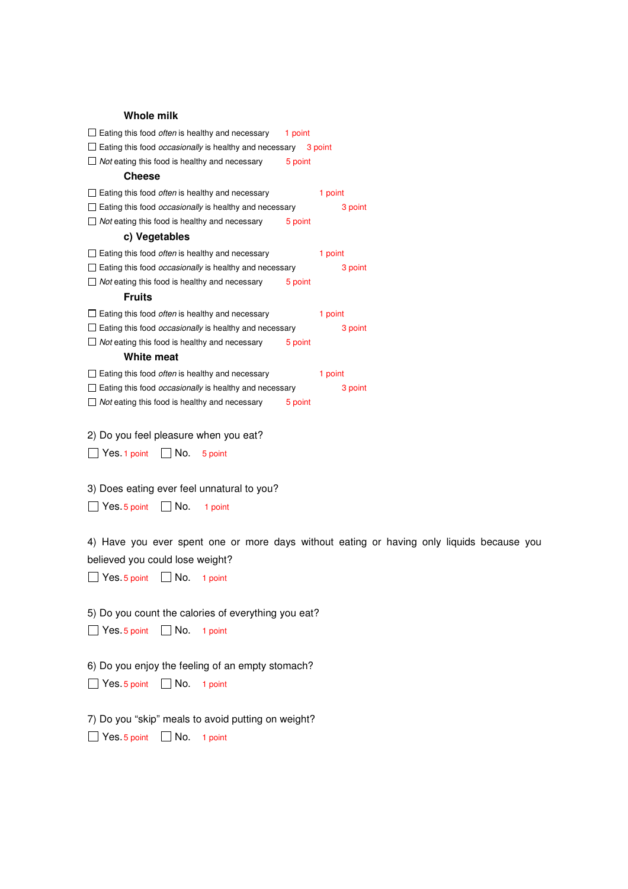**Whole milk**

- ☐ Eating this food *often* is healthy and necessary 1 point
- ☐ Eating this food *occasionally* is healthy and necessary 3 point
- ☐ *Not* eating this food is healthy and necessary 5 point

**Cheese**

- ☐ Eating this food *often* is healthy and necessary 1 point
- ☐ Eating this food *occasionally* is healthy and necessary 3 point
- ☐ *Not* eating this food is healthy and necessary 5 point

**c) Vegetables**

- ☐ Eating this food *often* is healthy and necessary 1 point
- ☐ Eating this food *occasionally* is healthy and necessary 3 point
- ☐ *Not* eating this food is healthy and necessary 5 point

**Fruits**

- ☐ Eating this food *often* is healthy and necessary 1 point
- ☐ Eating this food *occasionally* is healthy and necessary 3 point
- ☐ *Not* eating this food is healthy and necessary 5 point

**White meat**

- ☐ Eating this food *often* is healthy and necessary 1 point
- ☐ Eating this food *occasionally* is healthy and necessary 3 point
- ☐ *Not* eating this food is healthy and necessary 5 point

2) Do you feel pleasure when you eat?

☐ Yes. 1 point ☐ No. 5 point

3) Does eating ever feel unnatural to you?

☐ Yes. 5 point ☐ No. 1 point

4) Have you ever spent one or more days without eating or having only liquids because you believed you could lose weight?

☐ Yes. 5 point ☐ No. 1 point

5) Do you count the calories of everything you eat?

☐ Yes. 5 point ☐ No. 1 point

6) Do you enjoy the feeling of an empty stomach?

☐ Yes. 5 point ☐ No. 1 point

7) Do you "skip" meals to avoid putting on weight?

☐ Yes. 5 point ☐ No. 1 point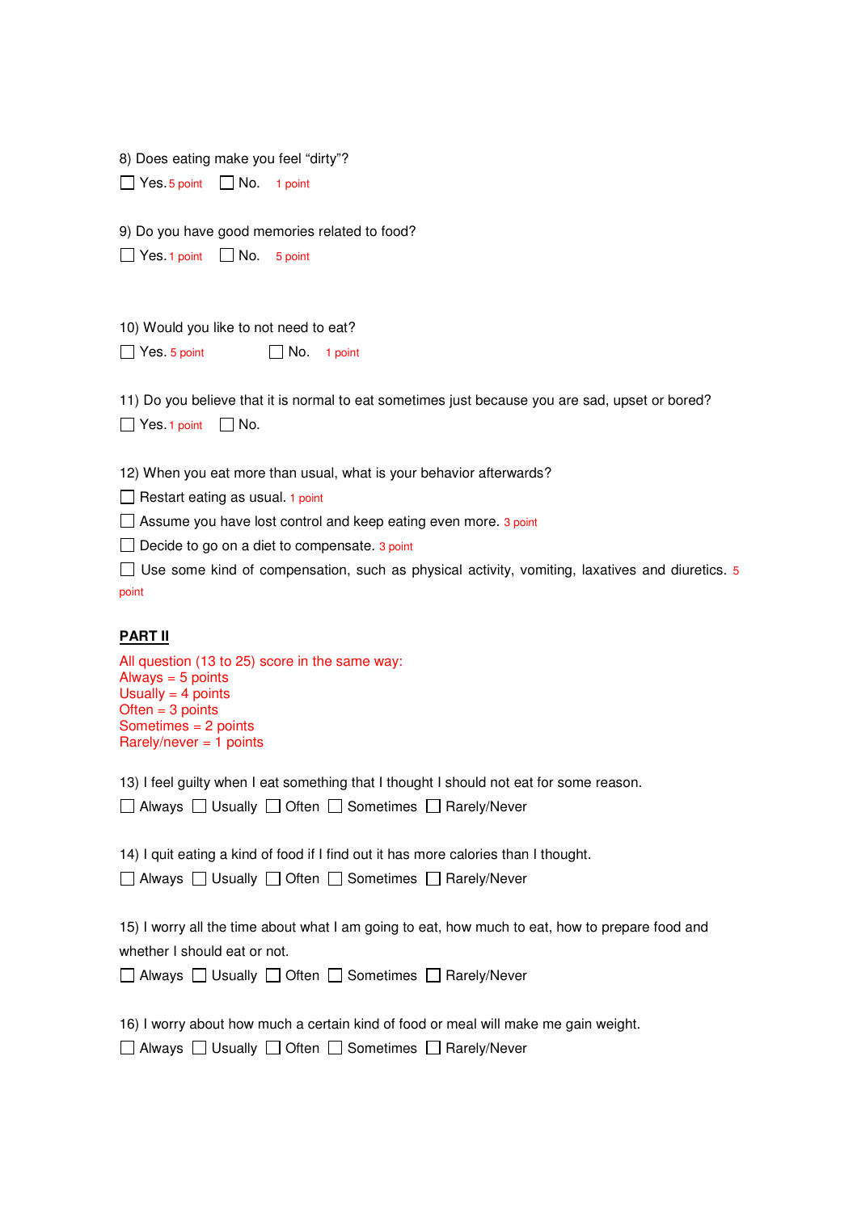8) Does eating make you feel "dirty"?

☐ Yes. 5 point ☐ No. 1 point

9) Do you have good memories related to food?

☐ Yes. 1 point ☐ No. 5 point

10) Would you like to not need to eat?

☐ Yes. 5 point ☐ No. 1 point

11) Do you believe that it is normal to eat sometimes just because you are sad, upset or bored?

☐ Yes. 1 point ☐ No.

12) When you eat more than usual, what is your behavior afterwards?

☐ Restart eating as usual. 1 point

☐ Assume you have lost control and keep eating even more. 3 point

☐ Decide to go on a diet to compensate. 3 point

☐ Use some kind of compensation, such as physical activity, vomiting, laxatives and diuretics. 5 point

## PART II

All question (13 to 25) score in the same way:
Always = 5 points
Usually = 4 points
Often = 3 points
Sometimes = 2 points
Rarely/never = 1 points

13) I feel guilty when I eat something that I thought I should not eat for some reason.

☐ Always ☐ Usually ☐ Often ☐ Sometimes ☐ Rarely/Never

14) I quit eating a kind of food if I find out it has more calories than I thought.

☐ Always ☐ Usually ☐ Often ☐ Sometimes ☐ Rarely/Never

15) I worry all the time about what I am going to eat, how much to eat, how to prepare food and whether I should eat or not.

☐ Always ☐ Usually ☐ Often ☐ Sometimes ☐ Rarely/Never

16) I worry about how much a certain kind of food or meal will make me gain weight.

☐ Always ☐ Usually ☐ Often ☐ Sometimes ☐ Rarely/Never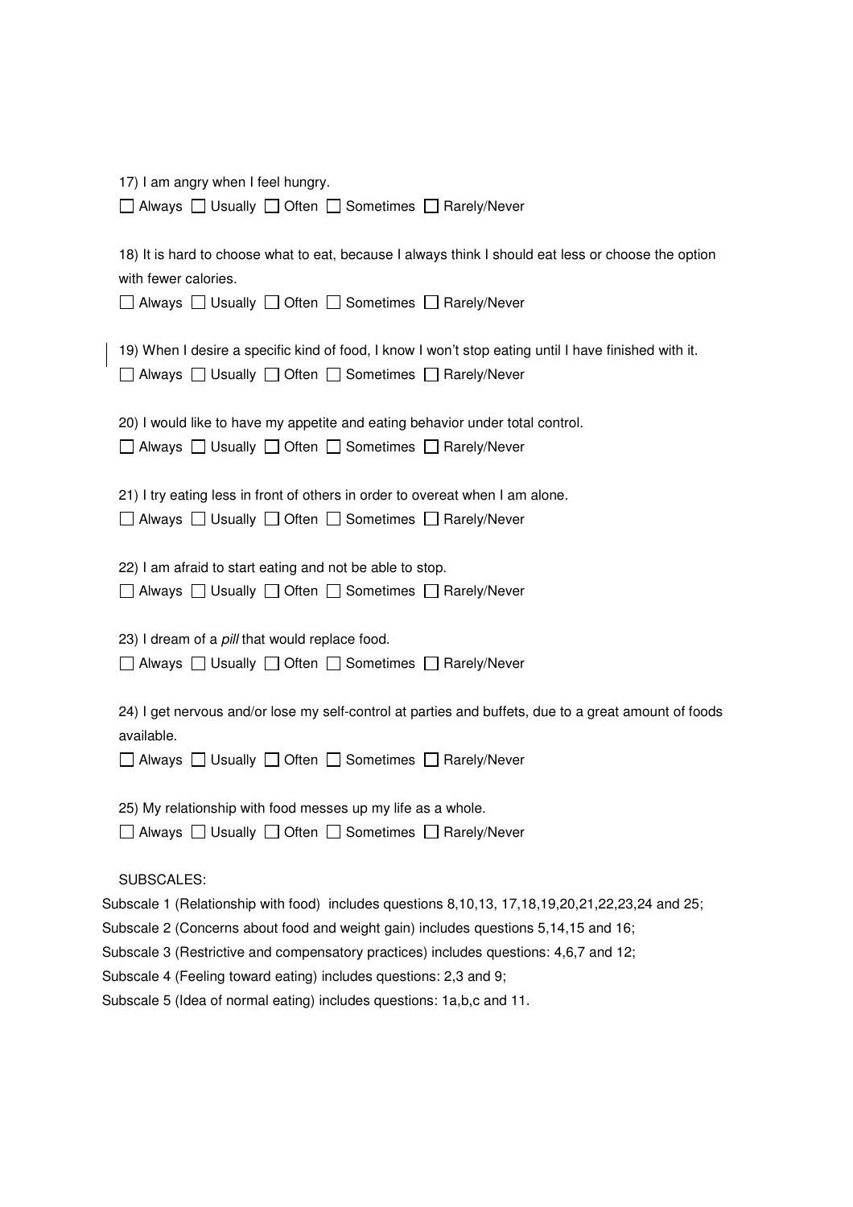17) I am angry when I feel hungry.

☐ Always ☐ Usually ☐ Often ☐ Sometimes ☐ Rarely/Never

18) It is hard to choose what to eat, because I always think I should eat less or choose the option with fewer calories.

☐ Always ☐ Usually ☐ Often ☐ Sometimes ☐ Rarely/Never

19) When I desire a specific kind of food, I know I won't stop eating until I have finished with it.

☐ Always ☐ Usually ☐ Often ☐ Sometimes ☐ Rarely/Never

20) I would like to have my appetite and eating behavior under total control.

☐ Always ☐ Usually ☐ Often ☐ Sometimes ☐ Rarely/Never

21) I try eating less in front of others in order to overeat when I am alone.

☐ Always ☐ Usually ☐ Often ☐ Sometimes ☐ Rarely/Never

22) I am afraid to start eating and not be able to stop.

☐ Always ☐ Usually ☐ Often ☐ Sometimes ☐ Rarely/Never

23) I dream of a *pill* that would replace food.

☐ Always ☐ Usually ☐ Often ☐ Sometimes ☐ Rarely/Never

24) I get nervous and/or lose my self-control at parties and buffets, due to a great amount of foods available.

☐ Always ☐ Usually ☐ Often ☐ Sometimes ☐ Rarely/Never

25) My relationship with food messes up my life as a whole.

☐ Always ☐ Usually ☐ Often ☐ Sometimes ☐ Rarely/Never

SUBSCALES:

Subscale 1 (Relationship with food) includes questions 8,10,13, 17,18,19,20,21,22,23,24 and 25;

Subscale 2 (Concerns about food and weight gain) includes questions 5,14,15 and 16;

Subscale 3 (Restrictive and compensatory practices) includes questions: 4,6,7 and 12;

Subscale 4 (Feeling toward eating) includes questions: 2,3 and 9;

Subscale 5 (Idea of normal eating) includes questions: 1a,b,c and 11.